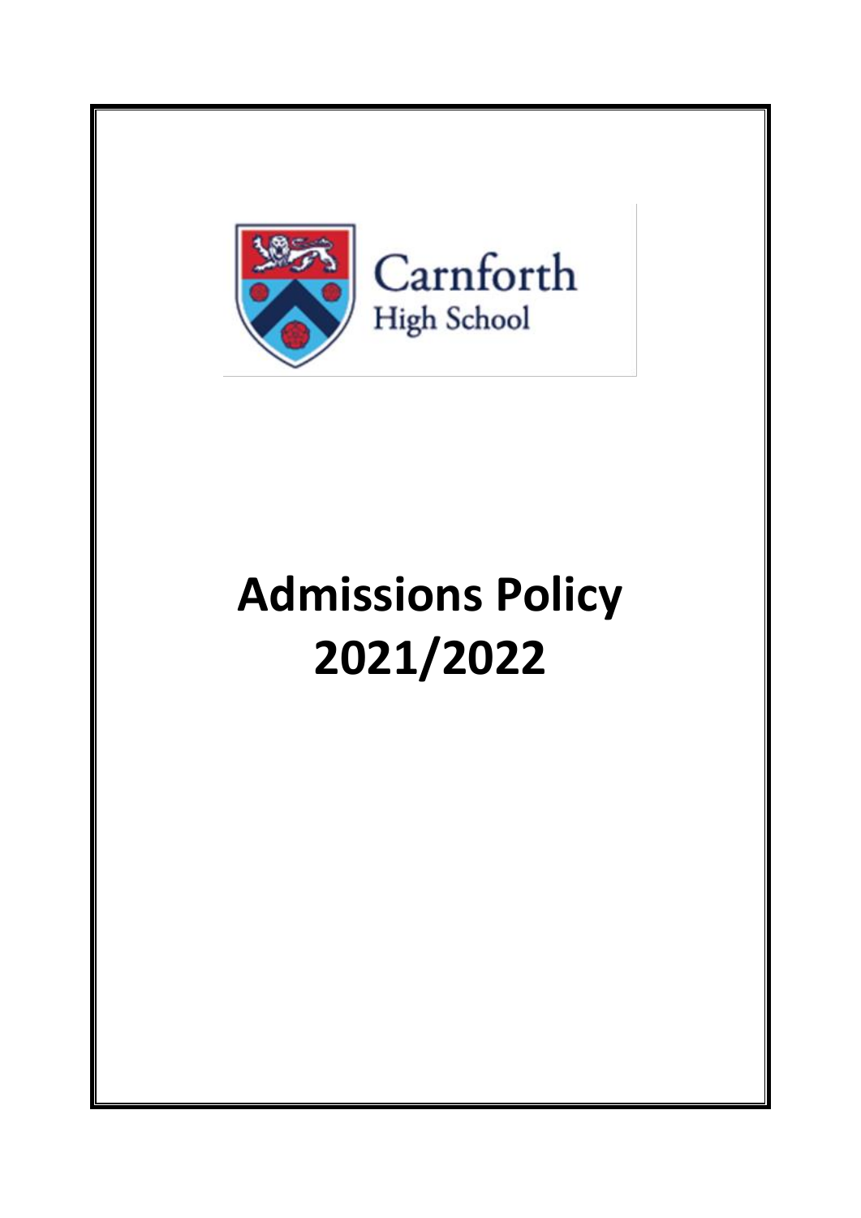Carnforth
High School

# Admissions Policy 2021/2022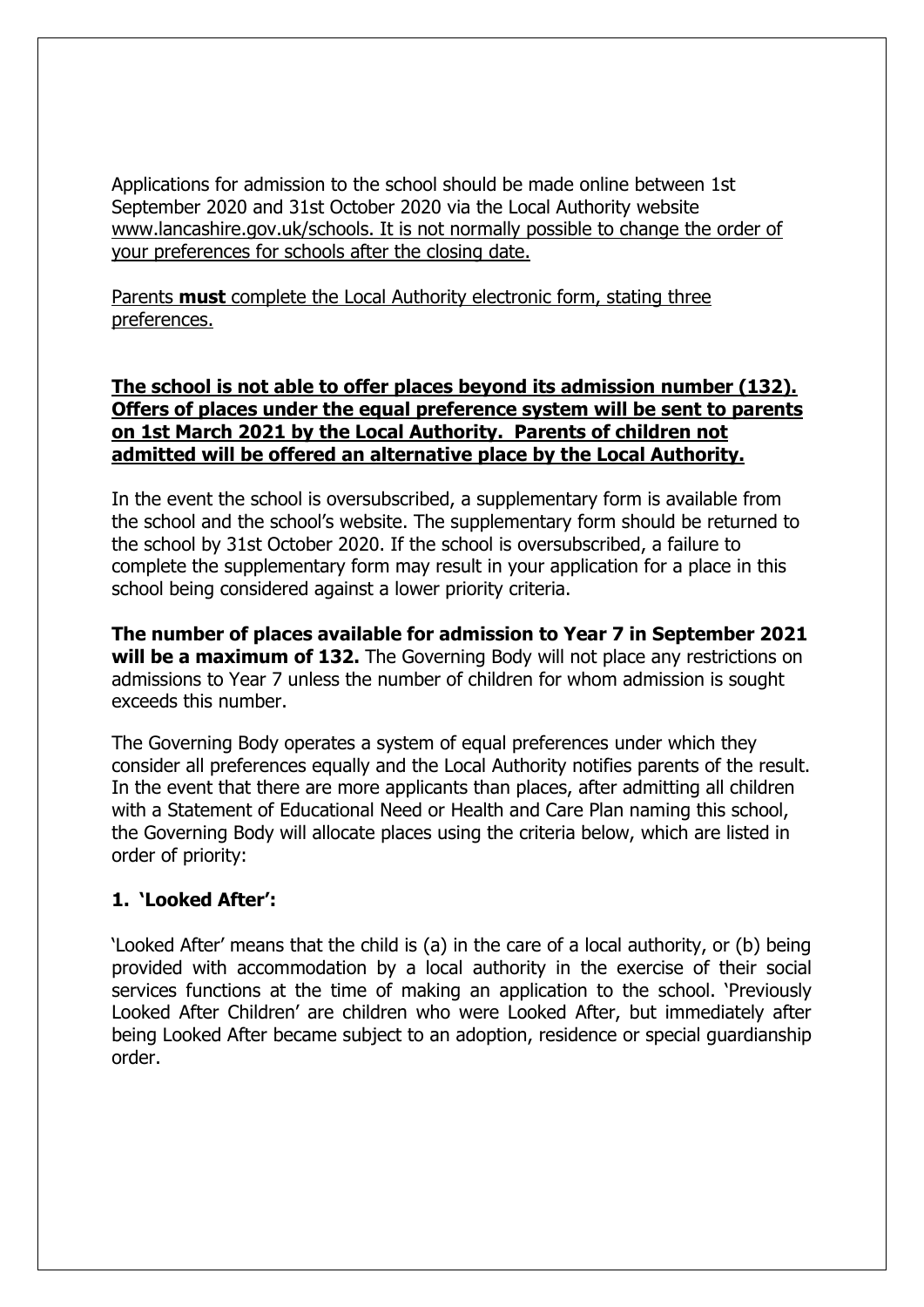Applications for admission to the school should be made online between 1st September 2020 and 31st October 2020 via the Local Authority website www.lancashire.gov.uk/schools. It is not normally possible to change the order of your preferences for schools after the closing date.

Parents **must** complete the Local Authority electronic form, stating three preferences.

**The school is not able to offer places beyond its admission number (132). Offers of places under the equal preference system will be sent to parents on 1st March 2021 by the Local Authority. Parents of children not admitted will be offered an alternative place by the Local Authority.**

In the event the school is oversubscribed, a supplementary form is available from the school and the school's website. The supplementary form should be returned to the school by 31st October 2020. If the school is oversubscribed, a failure to complete the supplementary form may result in your application for a place in this school being considered against a lower priority criteria.

**The number of places available for admission to Year 7 in September 2021 will be a maximum of 132.** The Governing Body will not place any restrictions on admissions to Year 7 unless the number of children for whom admission is sought exceeds this number.

The Governing Body operates a system of equal preferences under which they consider all preferences equally and the Local Authority notifies parents of the result. In the event that there are more applicants than places, after admitting all children with a Statement of Educational Need or Health and Care Plan naming this school, the Governing Body will allocate places using the criteria below, which are listed in order of priority:

**1. 'Looked After':**

'Looked After' means that the child is (a) in the care of a local authority, or (b) being provided with accommodation by a local authority in the exercise of their social services functions at the time of making an application to the school. 'Previously Looked After Children' are children who were Looked After, but immediately after being Looked After became subject to an adoption, residence or special guardianship order.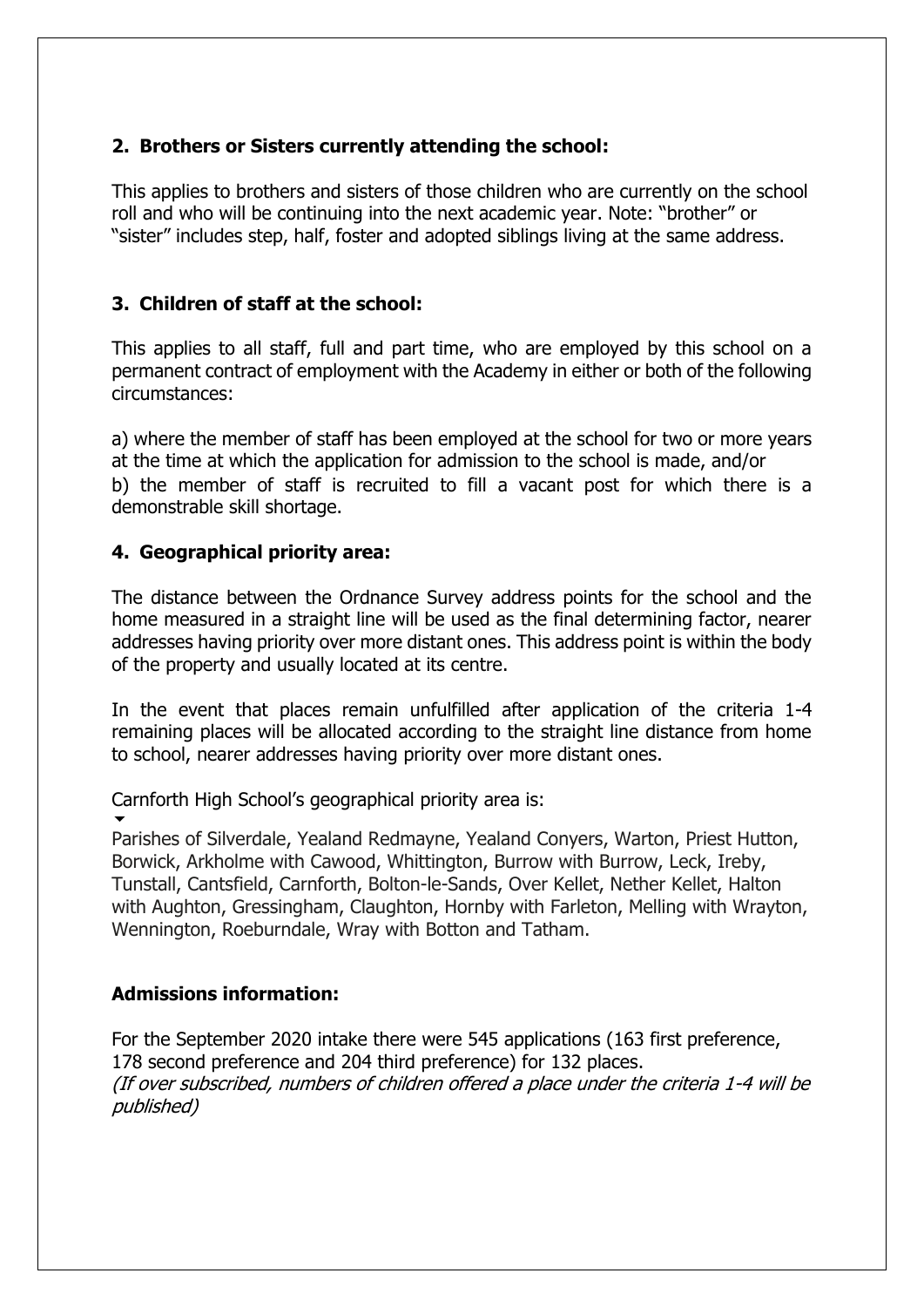### 2. Brothers or Sisters currently attending the school:

This applies to brothers and sisters of those children who are currently on the school roll and who will be continuing into the next academic year. Note: "brother" or "sister" includes step, half, foster and adopted siblings living at the same address.

### 3. Children of staff at the school:

This applies to all staff, full and part time, who are employed by this school on a permanent contract of employment with the Academy in either or both of the following circumstances:

a) where the member of staff has been employed at the school for two or more years at the time at which the application for admission to the school is made, and/or
b) the member of staff is recruited to fill a vacant post for which there is a demonstrable skill shortage.

### 4. Geographical priority area:

The distance between the Ordnance Survey address points for the school and the home measured in a straight line will be used as the final determining factor, nearer addresses having priority over more distant ones. This address point is within the body of the property and usually located at its centre.

In the event that places remain unfulfilled after application of the criteria 1-4 remaining places will be allocated according to the straight line distance from home to school, nearer addresses having priority over more distant ones.

Carnforth High School's geographical priority area is:

Parishes of Silverdale, Yealand Redmayne, Yealand Conyers, Warton, Priest Hutton, Borwick, Arkholme with Cawood, Whittington, Burrow with Burrow, Leck, Ireby, Tunstall, Cantsfield, Carnforth, Bolton-le-Sands, Over Kellet, Nether Kellet, Halton with Aughton, Gressingham, Claughton, Hornby with Farleton, Melling with Wrayton, Wennington, Roeburndale, Wray with Botton and Tatham.

### Admissions information:

For the September 2020 intake there were 545 applications (163 first preference, 178 second preference and 204 third preference) for 132 places.
*(If over subscribed, numbers of children offered a place under the criteria 1-4 will be published)*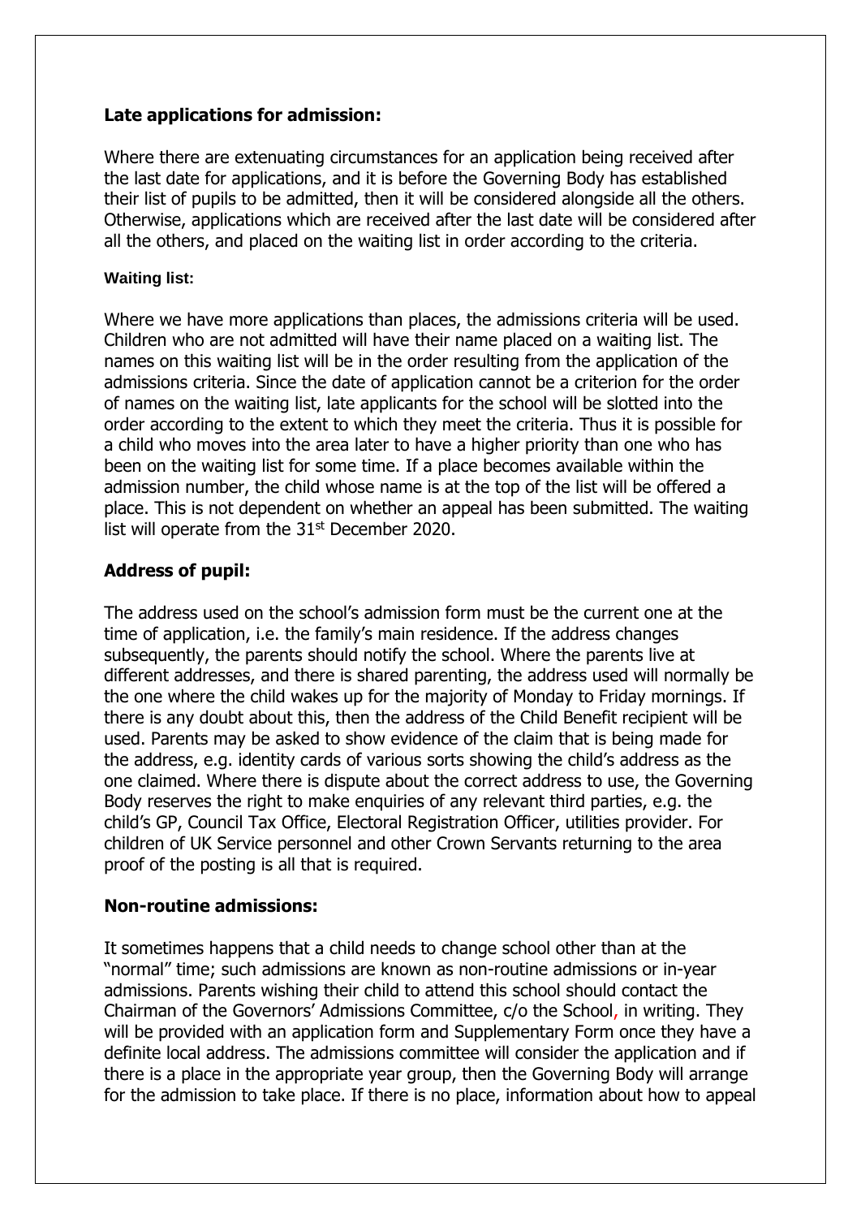**Late applications for admission:**

Where there are extenuating circumstances for an application being received after the last date for applications, and it is before the Governing Body has established their list of pupils to be admitted, then it will be considered alongside all the others. Otherwise, applications which are received after the last date will be considered after all the others, and placed on the waiting list in order according to the criteria.

**Waiting list:**

Where we have more applications than places, the admissions criteria will be used. Children who are not admitted will have their name placed on a waiting list. The names on this waiting list will be in the order resulting from the application of the admissions criteria. Since the date of application cannot be a criterion for the order of names on the waiting list, late applicants for the school will be slotted into the order according to the extent to which they meet the criteria. Thus it is possible for a child who moves into the area later to have a higher priority than one who has been on the waiting list for some time. If a place becomes available within the admission number, the child whose name is at the top of the list will be offered a place. This is not dependent on whether an appeal has been submitted. The waiting list will operate from the 31st December 2020.

**Address of pupil:**

The address used on the school's admission form must be the current one at the time of application, i.e. the family's main residence. If the address changes subsequently, the parents should notify the school. Where the parents live at different addresses, and there is shared parenting, the address used will normally be the one where the child wakes up for the majority of Monday to Friday mornings. If there is any doubt about this, then the address of the Child Benefit recipient will be used. Parents may be asked to show evidence of the claim that is being made for the address, e.g. identity cards of various sorts showing the child's address as the one claimed. Where there is dispute about the correct address to use, the Governing Body reserves the right to make enquiries of any relevant third parties, e.g. the child's GP, Council Tax Office, Electoral Registration Officer, utilities provider. For children of UK Service personnel and other Crown Servants returning to the area proof of the posting is all that is required.

**Non-routine admissions:**

It sometimes happens that a child needs to change school other than at the "normal" time; such admissions are known as non-routine admissions or in-year admissions. Parents wishing their child to attend this school should contact the Chairman of the Governors' Admissions Committee, c/o the School, in writing. They will be provided with an application form and Supplementary Form once they have a definite local address. The admissions committee will consider the application and if there is a place in the appropriate year group, then the Governing Body will arrange for the admission to take place. If there is no place, information about how to appeal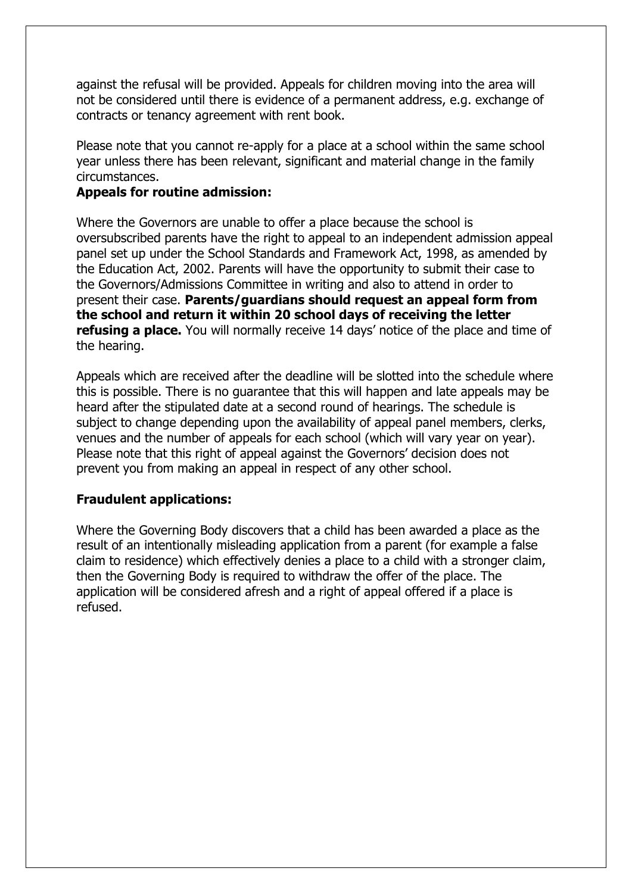against the refusal will be provided. Appeals for children moving into the area will not be considered until there is evidence of a permanent address, e.g. exchange of contracts or tenancy agreement with rent book.

Please note that you cannot re-apply for a place at a school within the same school year unless there has been relevant, significant and material change in the family circumstances.

**Appeals for routine admission:**

Where the Governors are unable to offer a place because the school is oversubscribed parents have the right to appeal to an independent admission appeal panel set up under the School Standards and Framework Act, 1998, as amended by the Education Act, 2002. Parents will have the opportunity to submit their case to the Governors/Admissions Committee in writing and also to attend in order to present their case. **Parents/guardians should request an appeal form from the school and return it within 20 school days of receiving the letter refusing a place.** You will normally receive 14 days' notice of the place and time of the hearing.

Appeals which are received after the deadline will be slotted into the schedule where this is possible. There is no guarantee that this will happen and late appeals may be heard after the stipulated date at a second round of hearings. The schedule is subject to change depending upon the availability of appeal panel members, clerks, venues and the number of appeals for each school (which will vary year on year). Please note that this right of appeal against the Governors' decision does not prevent you from making an appeal in respect of any other school.

**Fraudulent applications:**

Where the Governing Body discovers that a child has been awarded a place as the result of an intentionally misleading application from a parent (for example a false claim to residence) which effectively denies a place to a child with a stronger claim, then the Governing Body is required to withdraw the offer of the place. The application will be considered afresh and a right of appeal offered if a place is refused.